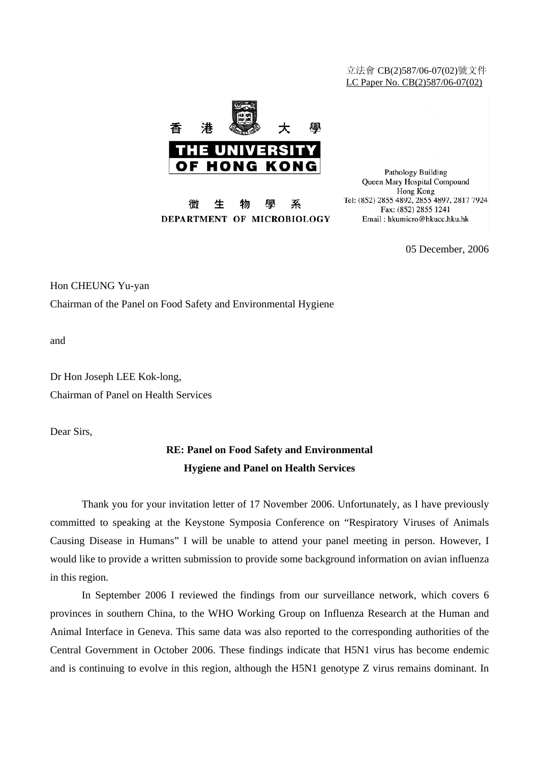立法會 CB(2)587/06-07(02)號文件
LC Paper No. CB(2)587/06-07(02)

香 港 大 學
THE UNIVERSITY OF HONG KONG

微 生 物 學 系
DEPARTMENT OF MICROBIOLOGY

Pathology Building
Queen Mary Hospital Compound
Hong Kong
Tel: (852) 2855 4892, 2855 4897, 2817 7924
Fax: (852) 2855 1241
Email : hkumicro@hkucc.hku.hk

05 December, 2006

Hon CHEUNG Yu-yan
Chairman of the Panel on Food Safety and Environmental Hygiene

and

Dr Hon Joseph LEE Kok-long,
Chairman of Panel on Health Services

Dear Sirs,

**RE: Panel on Food Safety and Environmental Hygiene and Panel on Health Services**

Thank you for your invitation letter of 17 November 2006. Unfortunately, as I have previously committed to speaking at the Keystone Symposia Conference on "Respiratory Viruses of Animals Causing Disease in Humans" I will be unable to attend your panel meeting in person. However, I would like to provide a written submission to provide some background information on avian influenza in this region.

In September 2006 I reviewed the findings from our surveillance network, which covers 6 provinces in southern China, to the WHO Working Group on Influenza Research at the Human and Animal Interface in Geneva. This same data was also reported to the corresponding authorities of the Central Government in October 2006. These findings indicate that H5N1 virus has become endemic and is continuing to evolve in this region, although the H5N1 genotype Z virus remains dominant. In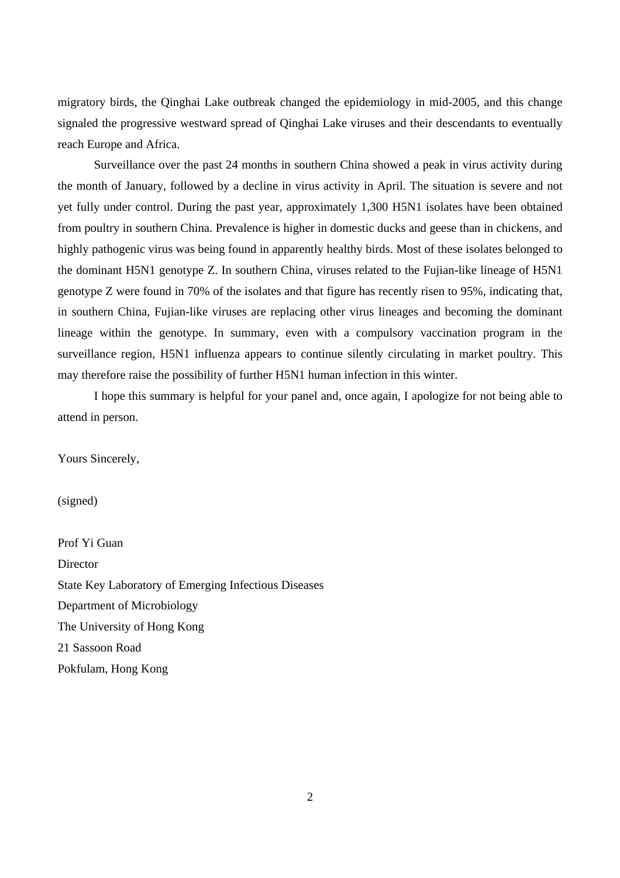migratory birds, the Qinghai Lake outbreak changed the epidemiology in mid-2005, and this change signaled the progressive westward spread of Qinghai Lake viruses and their descendants to eventually reach Europe and Africa.

Surveillance over the past 24 months in southern China showed a peak in virus activity during the month of January, followed by a decline in virus activity in April. The situation is severe and not yet fully under control. During the past year, approximately 1,300 H5N1 isolates have been obtained from poultry in southern China. Prevalence is higher in domestic ducks and geese than in chickens, and highly pathogenic virus was being found in apparently healthy birds. Most of these isolates belonged to the dominant H5N1 genotype Z. In southern China, viruses related to the Fujian-like lineage of H5N1 genotype Z were found in 70% of the isolates and that figure has recently risen to 95%, indicating that, in southern China, Fujian-like viruses are replacing other virus lineages and becoming the dominant lineage within the genotype. In summary, even with a compulsory vaccination program in the surveillance region, H5N1 influenza appears to continue silently circulating in market poultry. This may therefore raise the possibility of further H5N1 human infection in this winter.

I hope this summary is helpful for your panel and, once again, I apologize for not being able to attend in person.

Yours Sincerely,

(signed)

Prof Yi Guan
Director
State Key Laboratory of Emerging Infectious Diseases
Department of Microbiology
The University of Hong Kong
21 Sassoon Road
Pokfulam, Hong Kong